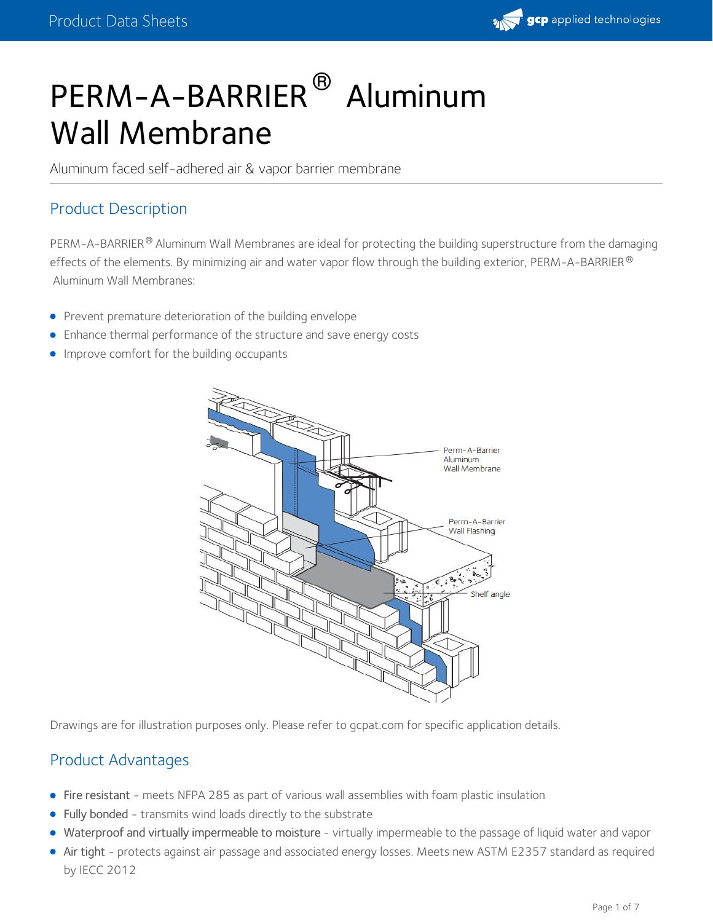# PERM-A-BARRIER® Aluminum Wall Membrane

Aluminum faced self-adhered air & vapor barrier membrane

## Product Description

PERM-A-BARRIER® Aluminum Wall Membranes are ideal for protecting the building superstructure from the damaging effects of the elements. By minimizing air and water vapor flow through the building exterior, PERM-A-BARRIER® Aluminum Wall Membranes:

- Prevent premature deterioration of the building envelope
- Enhance thermal performance of the structure and save energy costs
- Improve comfort for the building occupants

Drawings are for illustration purposes only. Please refer to gcpat.com for specific application details.

## Product Advantages

- Fire resistant - meets NFPA 285 as part of various wall assemblies with foam plastic insulation
- Fully bonded - transmits wind loads directly to the substrate
- Waterproof and virtually impermeable to moisture - virtually impermeable to the passage of liquid water and vapor
- Air tight - protects against air passage and associated energy losses. Meets new ASTM E2357 standard as required by IECC 2012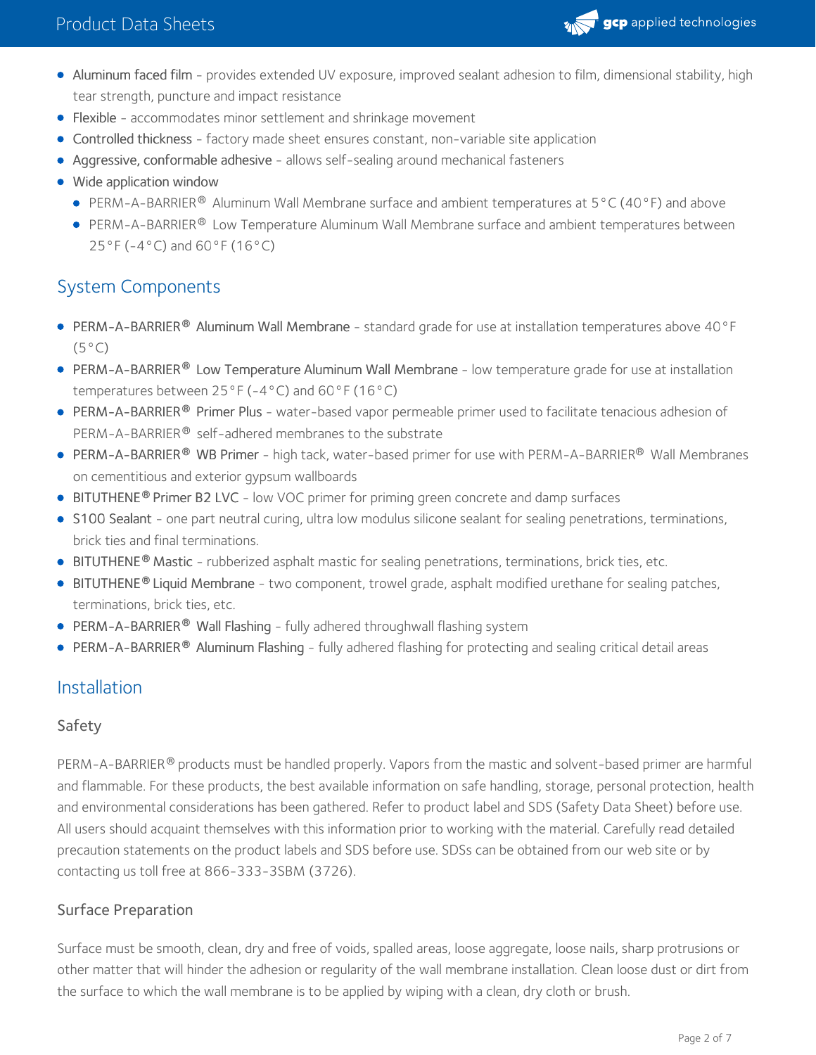- Aluminum faced film - provides extended UV exposure, improved sealant adhesion to film, dimensional stability, high tear strength, puncture and impact resistance
- Flexible - accommodates minor settlement and shrinkage movement
- Controlled thickness - factory made sheet ensures constant, non-variable site application
- Aggressive, conformable adhesive - allows self-sealing around mechanical fasteners
- Wide application window
  - PERM-A-BARRIER® Aluminum Wall Membrane surface and ambient temperatures at 5°C (40°F) and above
  - PERM-A-BARRIER® Low Temperature Aluminum Wall Membrane surface and ambient temperatures between 25°F (-4°C) and 60°F (16°C)

## System Components

- PERM-A-BARRIER® Aluminum Wall Membrane - standard grade for use at installation temperatures above 40°F (5°C)
- PERM-A-BARRIER® Low Temperature Aluminum Wall Membrane - low temperature grade for use at installation temperatures between 25°F (-4°C) and 60°F (16°C)
- PERM-A-BARRIER® Primer Plus - water-based vapor permeable primer used to facilitate tenacious adhesion of PERM-A-BARRIER® self-adhered membranes to the substrate
- PERM-A-BARRIER® WB Primer - high tack, water-based primer for use with PERM-A-BARRIER® Wall Membranes on cementitious and exterior gypsum wallboards
- BITUTHENE® Primer B2 LVC - low VOC primer for priming green concrete and damp surfaces
- S100 Sealant - one part neutral curing, ultra low modulus silicone sealant for sealing penetrations, terminations, brick ties and final terminations.
- BITUTHENE® Mastic - rubberized asphalt mastic for sealing penetrations, terminations, brick ties, etc.
- BITUTHENE® Liquid Membrane - two component, trowel grade, asphalt modified urethane for sealing patches, terminations, brick ties, etc.
- PERM-A-BARRIER® Wall Flashing - fully adhered throughwall flashing system
- PERM-A-BARRIER® Aluminum Flashing - fully adhered flashing for protecting and sealing critical detail areas

## Installation

### Safety

PERM-A-BARRIER® products must be handled properly. Vapors from the mastic and solvent-based primer are harmful and flammable. For these products, the best available information on safe handling, storage, personal protection, health and environmental considerations has been gathered. Refer to product label and SDS (Safety Data Sheet) before use. All users should acquaint themselves with this information prior to working with the material. Carefully read detailed precaution statements on the product labels and SDS before use. SDSs can be obtained from our web site or by contacting us toll free at 866-333-3SBM (3726).

### Surface Preparation

Surface must be smooth, clean, dry and free of voids, spalled areas, loose aggregate, loose nails, sharp protrusions or other matter that will hinder the adhesion or regularity of the wall membrane installation. Clean loose dust or dirt from the surface to which the wall membrane is to be applied by wiping with a clean, dry cloth or brush.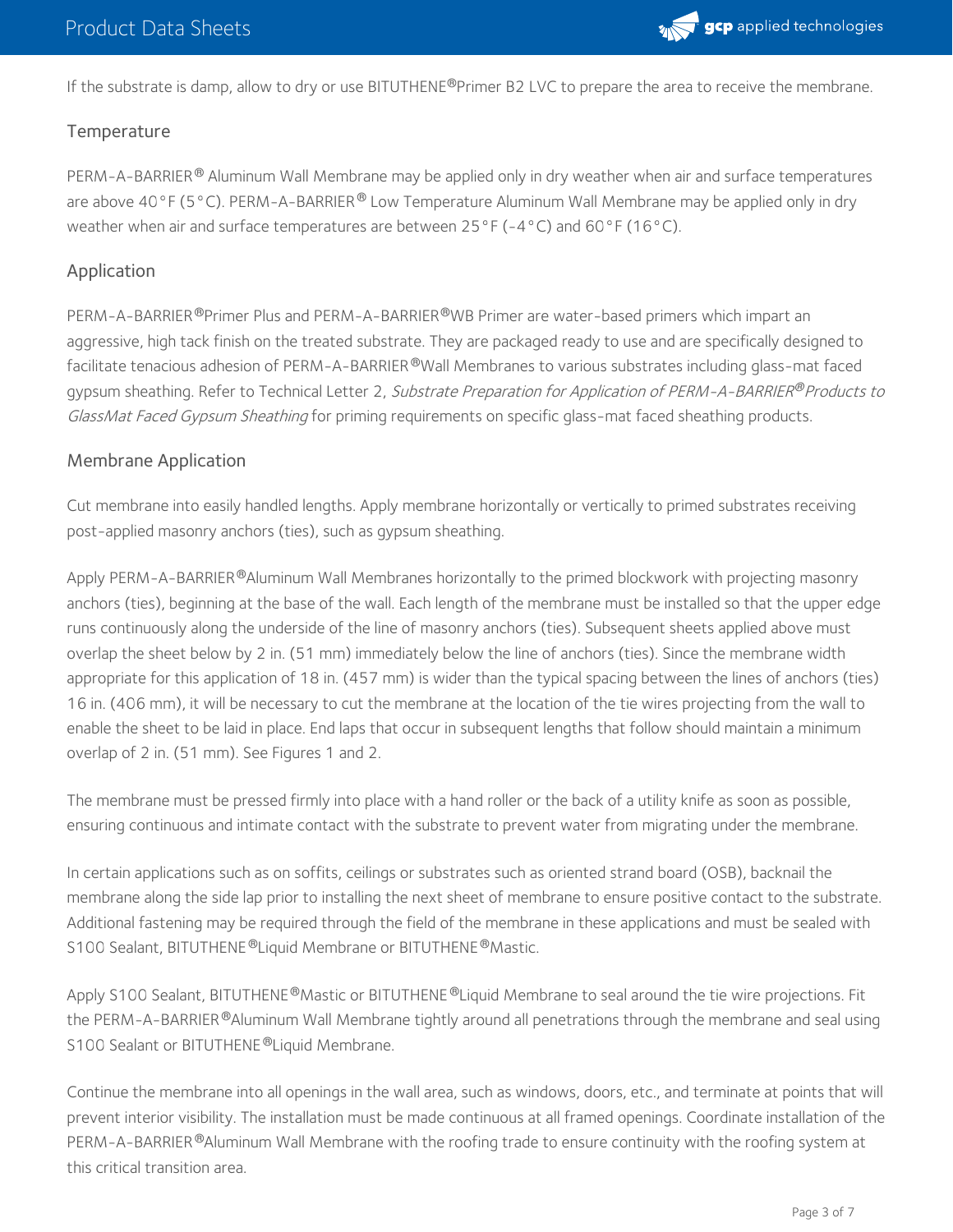If the substrate is damp, allow to dry or use BITUTHENE®Primer B2 LVC to prepare the area to receive the membrane.

## Temperature

PERM-A-BARRIER® Aluminum Wall Membrane may be applied only in dry weather when air and surface temperatures are above 40°F (5°C). PERM-A-BARRIER® Low Temperature Aluminum Wall Membrane may be applied only in dry weather when air and surface temperatures are between 25°F (-4°C) and 60°F (16°C).

## Application

PERM-A-BARRIER®Primer Plus and PERM-A-BARRIER®WB Primer are water-based primers which impart an aggressive, high tack finish on the treated substrate. They are packaged ready to use and are specifically designed to facilitate tenacious adhesion of PERM-A-BARRIER®Wall Membranes to various substrates including glass-mat faced gypsum sheathing. Refer to Technical Letter 2, *Substrate Preparation for Application of PERM-A-BARRIER®Products to GlassMat Faced Gypsum Sheathing* for priming requirements on specific glass-mat faced sheathing products.

## Membrane Application

Cut membrane into easily handled lengths. Apply membrane horizontally or vertically to primed substrates receiving post-applied masonry anchors (ties), such as gypsum sheathing.

Apply PERM-A-BARRIER®Aluminum Wall Membranes horizontally to the primed blockwork with projecting masonry anchors (ties), beginning at the base of the wall. Each length of the membrane must be installed so that the upper edge runs continuously along the underside of the line of masonry anchors (ties). Subsequent sheets applied above must overlap the sheet below by 2 in. (51 mm) immediately below the line of anchors (ties). Since the membrane width appropriate for this application of 18 in. (457 mm) is wider than the typical spacing between the lines of anchors (ties) 16 in. (406 mm), it will be necessary to cut the membrane at the location of the tie wires projecting from the wall to enable the sheet to be laid in place. End laps that occur in subsequent lengths that follow should maintain a minimum overlap of 2 in. (51 mm). See Figures 1 and 2.

The membrane must be pressed firmly into place with a hand roller or the back of a utility knife as soon as possible, ensuring continuous and intimate contact with the substrate to prevent water from migrating under the membrane.

In certain applications such as on soffits, ceilings or substrates such as oriented strand board (OSB), backnail the membrane along the side lap prior to installing the next sheet of membrane to ensure positive contact to the substrate. Additional fastening may be required through the field of the membrane in these applications and must be sealed with S100 Sealant, BITUTHENE®Liquid Membrane or BITUTHENE®Mastic.

Apply S100 Sealant, BITUTHENE®Mastic or BITUTHENE®Liquid Membrane to seal around the tie wire projections. Fit the PERM-A-BARRIER®Aluminum Wall Membrane tightly around all penetrations through the membrane and seal using S100 Sealant or BITUTHENE®Liquid Membrane.

Continue the membrane into all openings in the wall area, such as windows, doors, etc., and terminate at points that will prevent interior visibility. The installation must be made continuous at all framed openings. Coordinate installation of the PERM-A-BARRIER®Aluminum Wall Membrane with the roofing trade to ensure continuity with the roofing system at this critical transition area.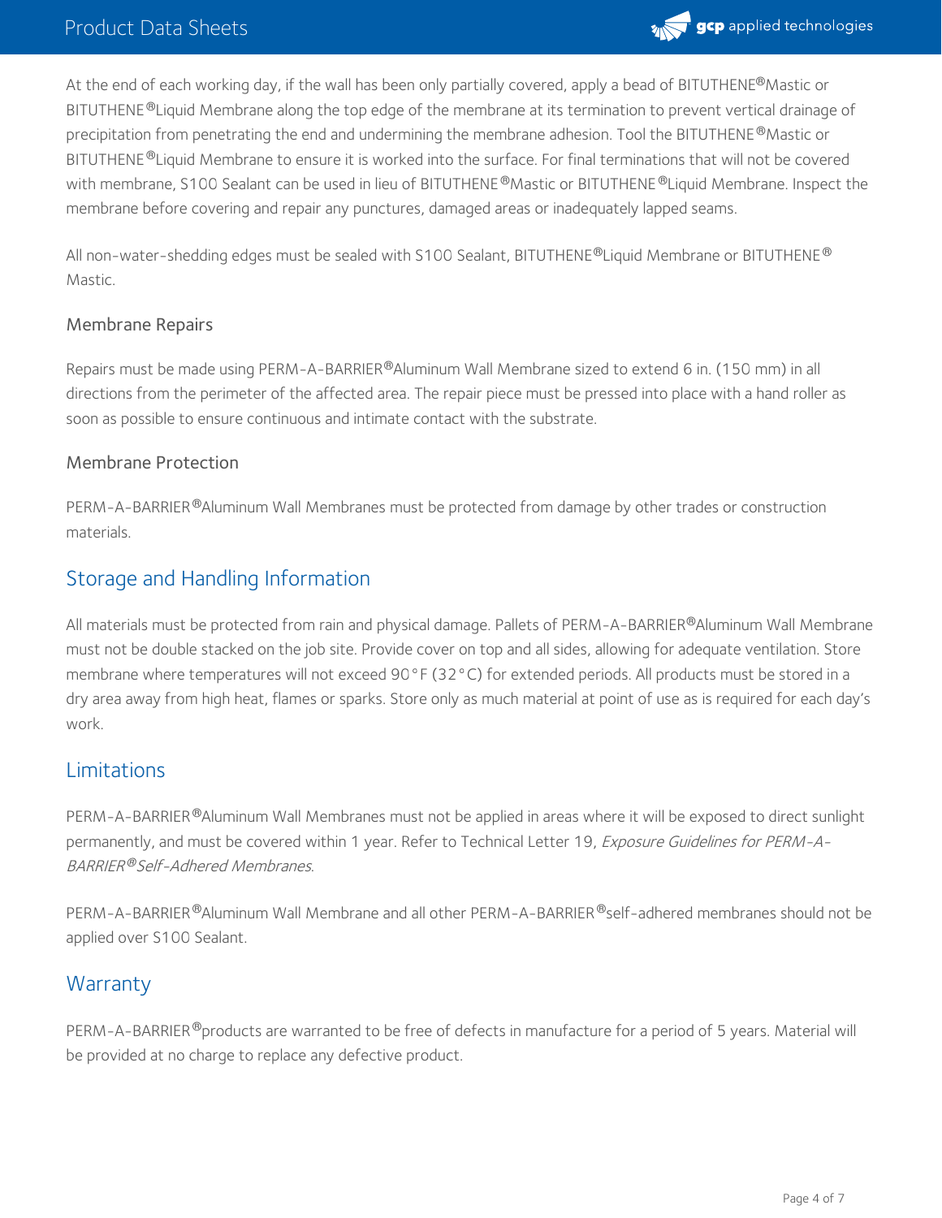At the end of each working day, if the wall has been only partially covered, apply a bead of BITUTHENE®Mastic or BITUTHENE®Liquid Membrane along the top edge of the membrane at its termination to prevent vertical drainage of precipitation from penetrating the end and undermining the membrane adhesion. Tool the BITUTHENE®Mastic or BITUTHENE®Liquid Membrane to ensure it is worked into the surface. For final terminations that will not be covered with membrane, S100 Sealant can be used in lieu of BITUTHENE®Mastic or BITUTHENE®Liquid Membrane. Inspect the membrane before covering and repair any punctures, damaged areas or inadequately lapped seams.

All non-water-shedding edges must be sealed with S100 Sealant, BITUTHENE®Liquid Membrane or BITUTHENE® Mastic.

### Membrane Repairs

Repairs must be made using PERM-A-BARRIER®Aluminum Wall Membrane sized to extend 6 in. (150 mm) in all directions from the perimeter of the affected area. The repair piece must be pressed into place with a hand roller as soon as possible to ensure continuous and intimate contact with the substrate.

### Membrane Protection

PERM-A-BARRIER®Aluminum Wall Membranes must be protected from damage by other trades or construction materials.

## Storage and Handling Information

All materials must be protected from rain and physical damage. Pallets of PERM-A-BARRIER®Aluminum Wall Membrane must not be double stacked on the job site. Provide cover on top and all sides, allowing for adequate ventilation. Store membrane where temperatures will not exceed 90°F (32°C) for extended periods. All products must be stored in a dry area away from high heat, flames or sparks. Store only as much material at point of use as is required for each day's work.

## Limitations

PERM-A-BARRIER®Aluminum Wall Membranes must not be applied in areas where it will be exposed to direct sunlight permanently, and must be covered within 1 year. Refer to Technical Letter 19, *Exposure Guidelines for PERM-A-BARRIER®Self-Adhered Membranes*.

PERM-A-BARRIER®Aluminum Wall Membrane and all other PERM-A-BARRIER®self-adhered membranes should not be applied over S100 Sealant.

## Warranty

PERM-A-BARRIER®products are warranted to be free of defects in manufacture for a period of 5 years. Material will be provided at no charge to replace any defective product.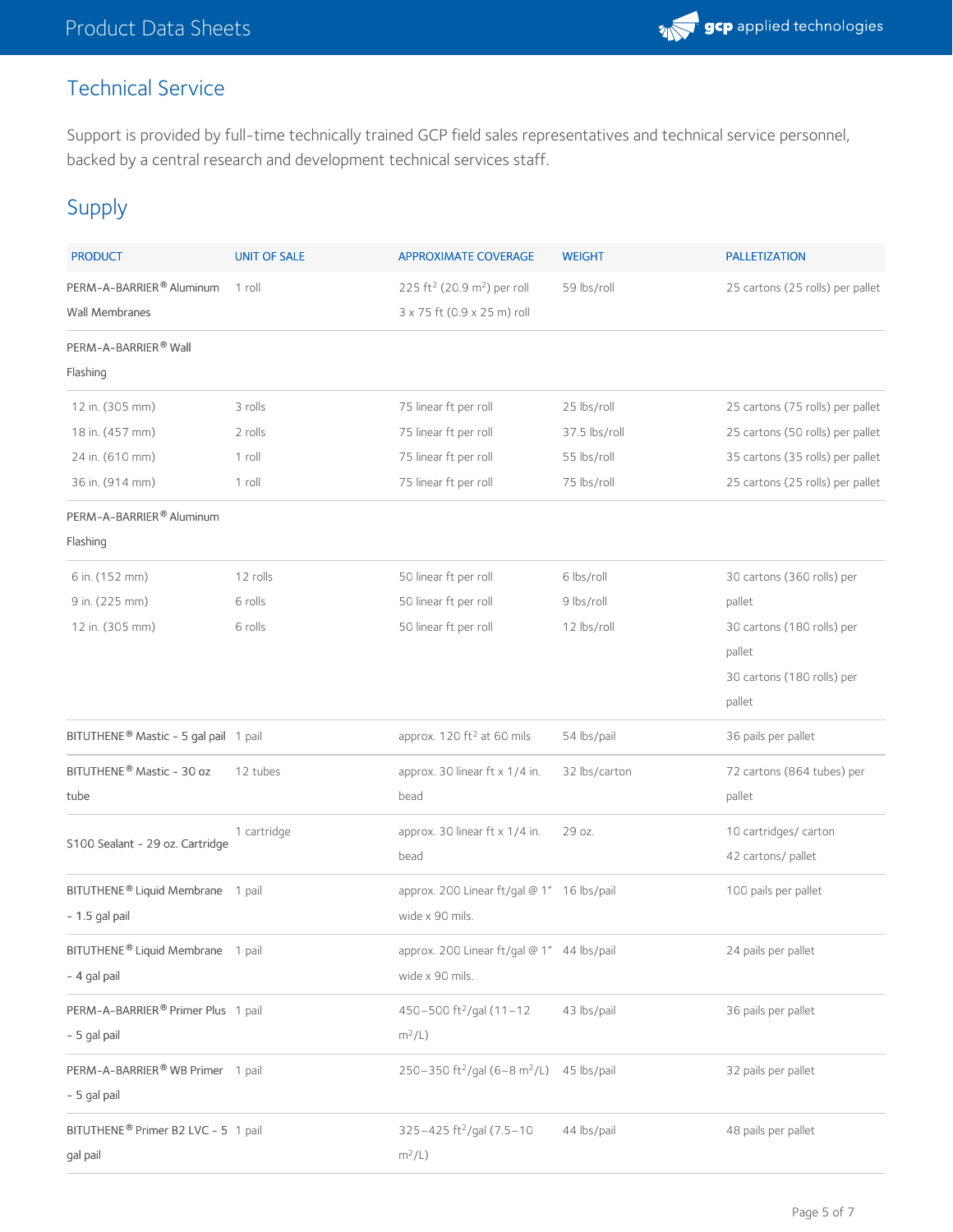## Technical Service

Support is provided by full-time technically trained GCP field sales representatives and technical service personnel, backed by a central research and development technical services staff.

## Supply

| PRODUCT | UNIT OF SALE | APPROXIMATE COVERAGE | WEIGHT | PALLETIZATION |
|---|---|---|---|---|
| PERM-A-BARRIER® Aluminum Wall Membranes | 1 roll | 225 ft² (20.9 m²) per roll 3 x 75 ft (0.9 x 25 m) roll | 59 lbs/roll | 25 cartons (25 rolls) per pallet |
| PERM-A-BARRIER® Wall Flashing | | | | |
| 12 in. (305 mm) | 3 rolls | 75 linear ft per roll | 25 lbs/roll | 25 cartons (75 rolls) per pallet |
| 18 in. (457 mm) | 2 rolls | 75 linear ft per roll | 37.5 lbs/roll | 25 cartons (50 rolls) per pallet |
| 24 in. (610 mm) | 1 roll | 75 linear ft per roll | 55 lbs/roll | 35 cartons (35 rolls) per pallet |
| 36 in. (914 mm) | 1 roll | 75 linear ft per roll | 75 lbs/roll | 25 cartons (25 rolls) per pallet |
| PERM-A-BARRIER® Aluminum Flashing | | | | |
| 6 in. (152 mm) | 12 rolls | 50 linear ft per roll | 6 lbs/roll | 30 cartons (360 rolls) per pallet |
| 9 in. (225 mm) | 6 rolls | 50 linear ft per roll | 9 lbs/roll | 30 cartons (180 rolls) per pallet |
| 12 in. (305 mm) | 6 rolls | 50 linear ft per roll | 12 lbs/roll | 30 cartons (180 rolls) per pallet |
| BITUTHENE® Mastic - 5 gal pail | 1 pail | approx. 120 ft² at 60 mils | 54 lbs/pail | 36 pails per pallet |
| BITUTHENE® Mastic - 30 oz tube | 12 tubes | approx. 30 linear ft x 1/4 in. bead | 32 lbs/carton | 72 cartons (864 tubes) per pallet |
| S100 Sealant - 29 oz. Cartridge | 1 cartridge | approx. 30 linear ft x 1/4 in. bead | 29 oz. | 10 cartridges/ carton 42 cartons/ pallet |
| BITUTHENE® Liquid Membrane - 1.5 gal pail | 1 pail | approx. 200 Linear ft/gal @ 1" wide x 90 mils. | 16 lbs/pail | 100 pails per pallet |
| BITUTHENE® Liquid Membrane - 4 gal pail | 1 pail | approx. 200 Linear ft/gal @ 1" wide x 90 mils. | 44 lbs/pail | 24 pails per pallet |
| PERM-A-BARRIER® Primer Plus - 5 gal pail | 1 pail | 450–500 ft²/gal (11–12 m²/L) | 43 lbs/pail | 36 pails per pallet |
| PERM-A-BARRIER® WB Primer - 5 gal pail | 1 pail | 250–350 ft²/gal (6–8 m²/L) | 45 lbs/pail | 32 pails per pallet |
| BITUTHENE® Primer B2 LVC - 5 gal pail | 1 pail | 325–425 ft²/gal (7.5–10 m²/L) | 44 lbs/pail | 48 pails per pallet |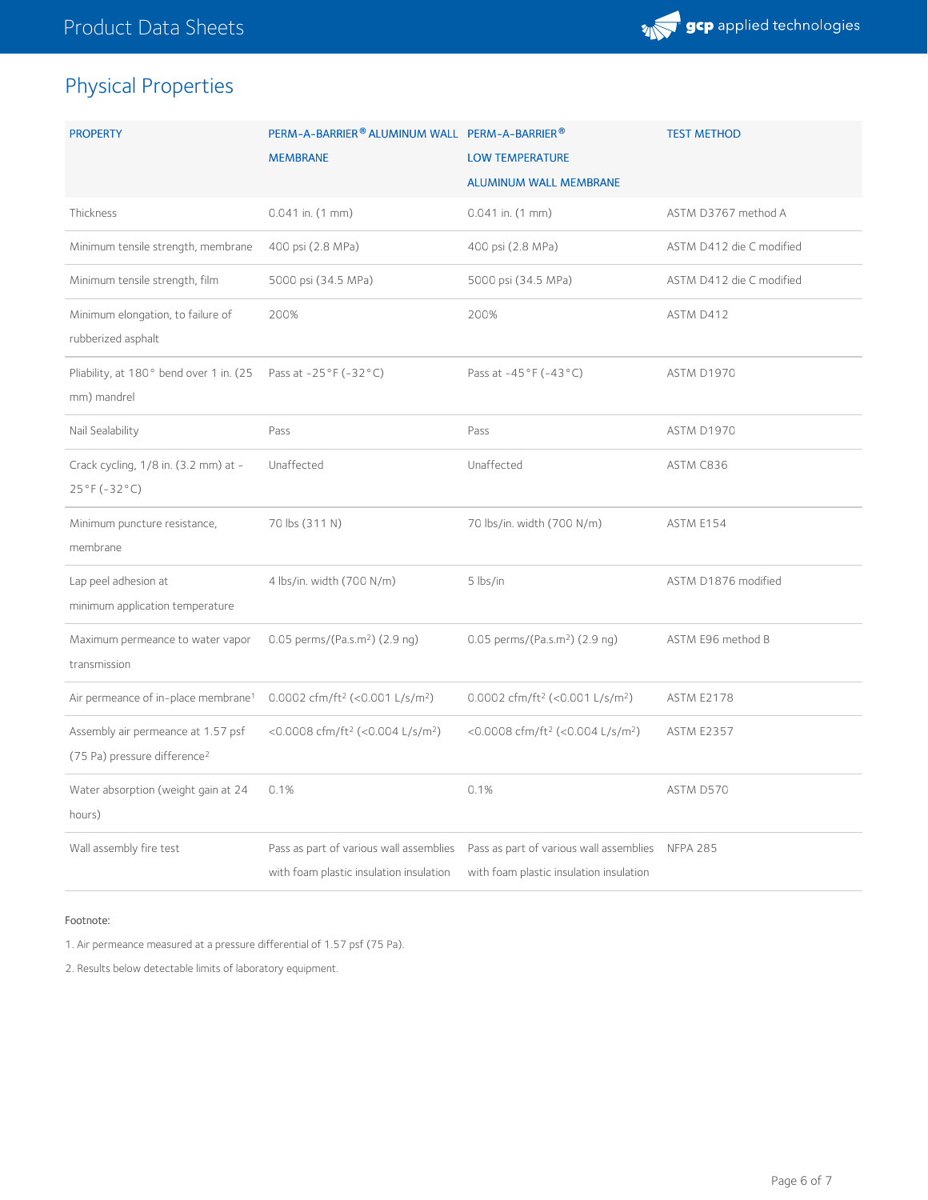## Physical Properties

| PROPERTY | PERM-A-BARRIER® ALUMINUM WALL MEMBRANE | PERM-A-BARRIER® LOW TEMPERATURE ALUMINUM WALL MEMBRANE | TEST METHOD |
|---|---|---|---|
| Thickness | 0.041 in. (1 mm) | 0.041 in. (1 mm) | ASTM D3767 method A |
| Minimum tensile strength, membrane | 400 psi (2.8 MPa) | 400 psi (2.8 MPa) | ASTM D412 die C modified |
| Minimum tensile strength, film | 5000 psi (34.5 MPa) | 5000 psi (34.5 MPa) | ASTM D412 die C modified |
| Minimum elongation, to failure of rubberized asphalt | 200% | 200% | ASTM D412 |
| Pliability, at 180° bend over 1 in. (25 mm) mandrel | Pass at -25°F (-32°C) | Pass at -45°F (-43°C) | ASTM D1970 |
| Nail Sealability | Pass | Pass | ASTM D1970 |
| Crack cycling, 1/8 in. (3.2 mm) at -25°F (-32°C) | Unaffected | Unaffected | ASTM C836 |
| Minimum puncture resistance, membrane | 70 lbs (311 N) | 70 lbs/in. width (700 N/m) | ASTM E154 |
| Lap peel adhesion at minimum application temperature | 4 lbs/in. width (700 N/m) | 5 lbs/in | ASTM D1876 modified |
| Maximum permeance to water vapor transmission | 0.05 perms/(Pa.s.m$^2$) (2.9 ng) | 0.05 perms/(Pa.s.m$^2$) (2.9 ng) | ASTM E96 method B |
| Air permeance of in-place membrane[1] | 0.0002 cfm/ft$^2$ (<0.001 L/s/m$^2$) | 0.0002 cfm/ft$^2$ (<0.001 L/s/m$^2$) | ASTM E2178 |
| Assembly air permeance at 1.57 psf (75 Pa) pressure difference[2] | <0.0008 cfm/ft$^2$ (<0.004 L/s/m$^2$) | <0.0008 cfm/ft$^2$ (<0.004 L/s/m$^2$) | ASTM E2357 |
| Water absorption (weight gain at 24 hours) | 0.1% | 0.1% | ASTM D570 |
| Wall assembly fire test | Pass as part of various wall assemblies with foam plastic insulation insulation | Pass as part of various wall assemblies with foam plastic insulation insulation | NFPA 285 |

Footnote:

1. Air permeance measured at a pressure differential of 1.57 psf (75 Pa).

2. Results below detectable limits of laboratory equipment.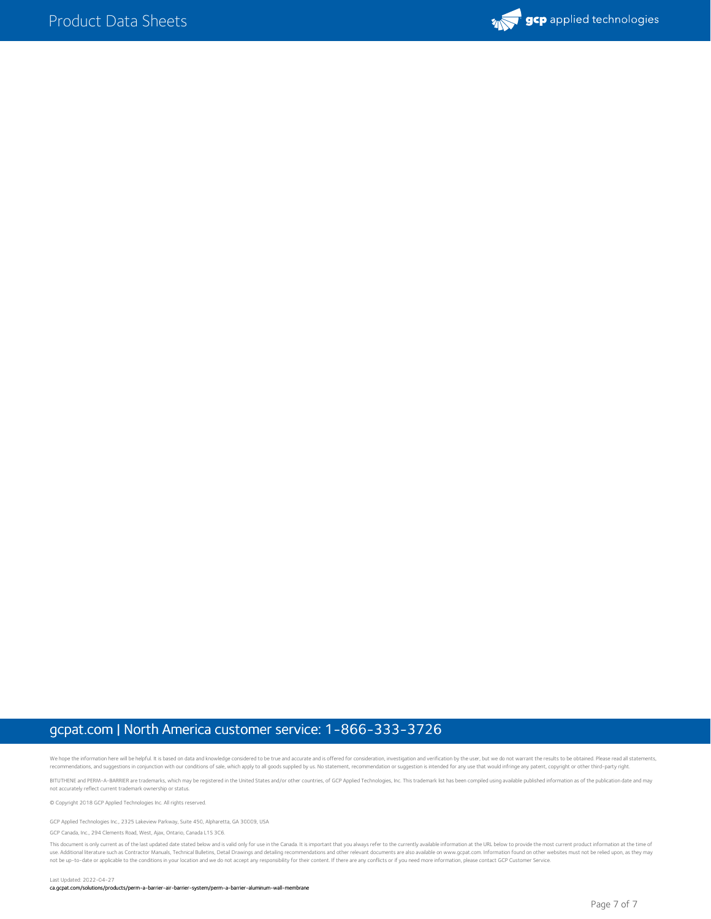gcpat.com | North America customer service: 1-866-333-3726

We hope the information here will be helpful. It is based on data and knowledge considered to be true and accurate and is offered for consideration, investigation and verification by the user, but we do not warrant the results to be obtained. Please read all statements, recommendations, and suggestions in conjunction with our conditions of sale, which apply to all goods supplied by us. No statement, recommendation or suggestion is intended for any use that would infringe any patent, copyright or other third-party right.

BITUTHENE and PERM-A-BARRIER are trademarks, which may be registered in the United States and/or other countries, of GCP Applied Technologies, Inc. This trademark list has been compiled using available published information as of the publication date and may not accurately reflect current trademark ownership or status.

© Copyright 2018 GCP Applied Technologies Inc. All rights reserved.

GCP Applied Technologies Inc., 2325 Lakeview Parkway, Suite 450, Alpharetta, GA 30009, USA

GCP Canada, Inc., 294 Clements Road, West, Ajax, Ontario, Canada L1S 3C6.

This document is only current as of the last updated date stated below and is valid only for use in the Canada. It is important that you always refer to the currently available information at the URL below to provide the most current product information at the time of use. Additional literature such as Contractor Manuals, Technical Bulletins, Detail Drawings and detailing recommendations and other relevant documents are also available on www.gcpat.com. Information found on other websites must not be relied upon, as they may not be up-to-date or applicable to the conditions in your location and we do not accept any responsibility for their content. If there are any conflicts or if you need more information, please contact GCP Customer Service.

Last Updated: 2022-04-27

ca.gcpat.com/solutions/products/perm-a-barrier-air-barrier-system/perm-a-barrier-aluminum-wall-membrane